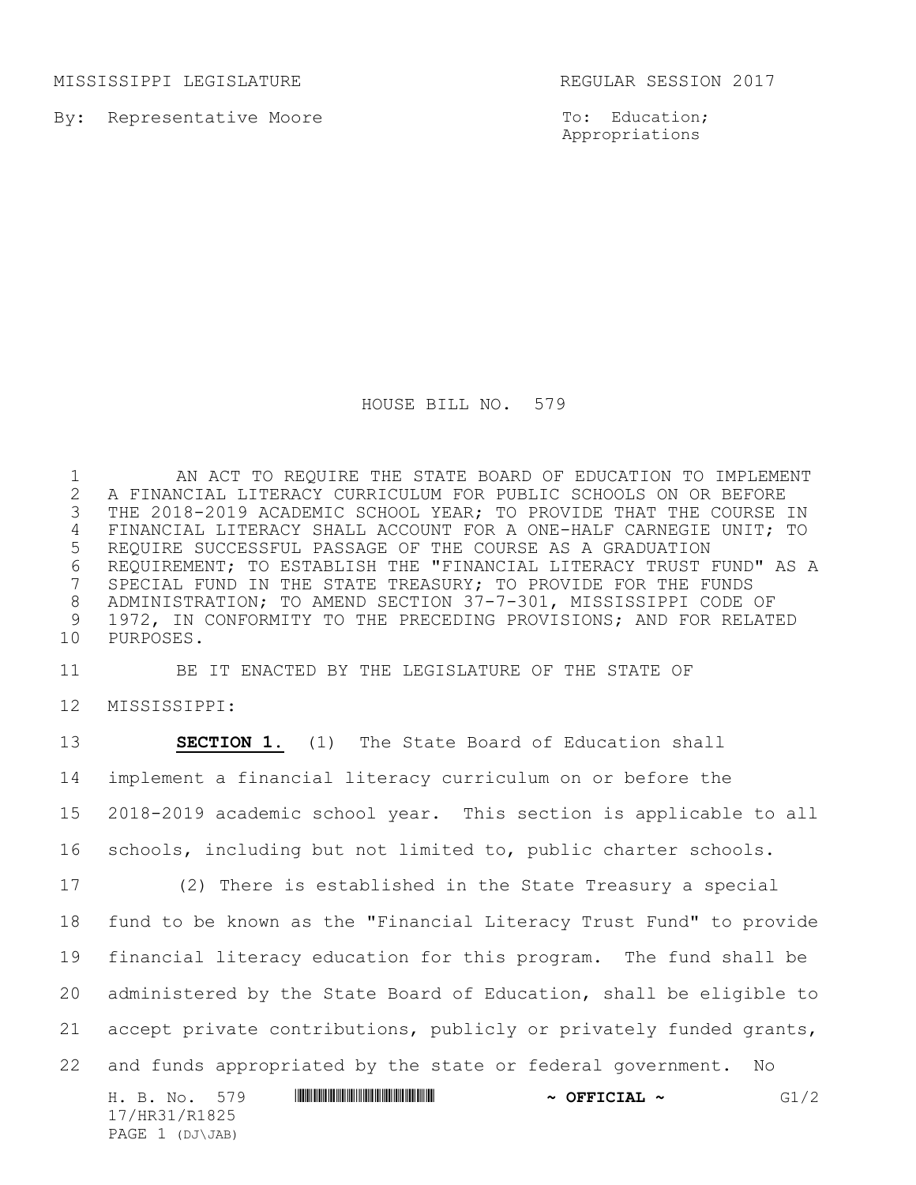MISSISSIPPI LEGISLATURE REGULAR SESSION 2017

By: Representative Moore

To: Education; Appropriations

# HOUSE BILL NO. 579

AN ACT TO REQUIRE THE STATE BOARD OF EDUCATION TO IMPLEMENT A FINANCIAL LITERACY CURRICULUM FOR PUBLIC SCHOOLS ON OR BEFORE THE 2018-2019 ACADEMIC SCHOOL YEAR; TO PROVIDE THAT THE COURSE IN FINANCIAL LITERACY SHALL ACCOUNT FOR A ONE-HALF CARNEGIE UNIT; TO REQUIRE SUCCESSFUL PASSAGE OF THE COURSE AS A GRADUATION REQUIREMENT; TO ESTABLISH THE "FINANCIAL LITERACY TRUST FUND" AS A SPECIAL FUND IN THE STATE TREASURY; TO PROVIDE FOR THE FUNDS ADMINISTRATION; TO AMEND SECTION 37-7-301, MISSISSIPPI CODE OF 1972, IN CONFORMITY TO THE PRECEDING PROVISIONS; AND FOR RELATED PURPOSES.

BE IT ENACTED BY THE LEGISLATURE OF THE STATE OF MISSISSIPPI:

**SECTION 1.** (1) The State Board of Education shall implement a financial literacy curriculum on or before the 2018-2019 academic school year. This section is applicable to all schools, including but not limited to, public charter schools.

(2) There is established in the State Treasury a special fund to be known as the "Financial Literacy Trust Fund" to provide financial literacy education for this program. The fund shall be administered by the State Board of Education, shall be eligible to accept private contributions, publicly or privately funded grants, and funds appropriated by the state or federal government. No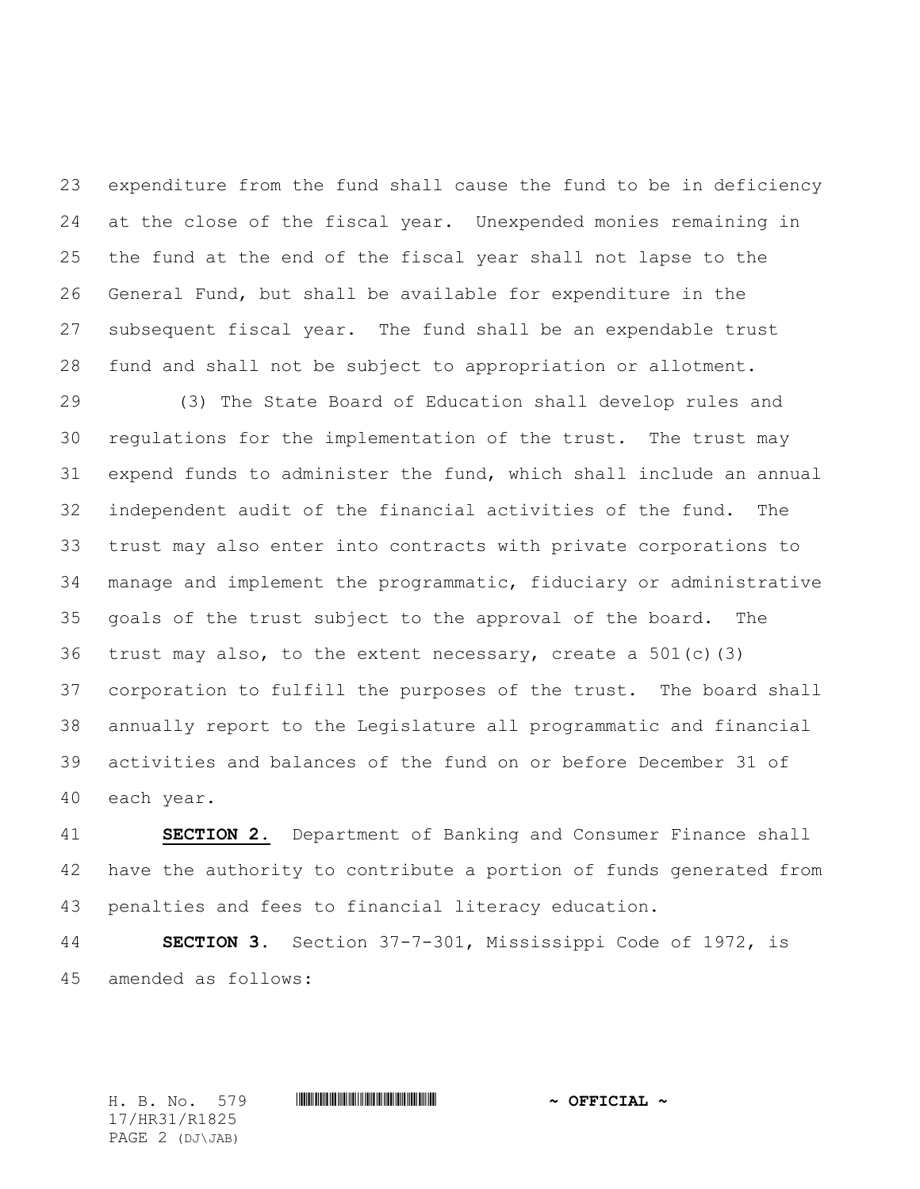expenditure from the fund shall cause the fund to be in deficiency at the close of the fiscal year. Unexpended monies remaining in the fund at the end of the fiscal year shall not lapse to the General Fund, but shall be available for expenditure in the subsequent fiscal year. The fund shall be an expendable trust fund and shall not be subject to appropriation or allotment.

(3) The State Board of Education shall develop rules and regulations for the implementation of the trust. The trust may expend funds to administer the fund, which shall include an annual independent audit of the financial activities of the fund. The trust may also enter into contracts with private corporations to manage and implement the programmatic, fiduciary or administrative goals of the trust subject to the approval of the board. The trust may also, to the extent necessary, create a 501(c)(3) corporation to fulfill the purposes of the trust. The board shall annually report to the Legislature all programmatic and financial activities and balances of the fund on or before December 31 of each year.

**SECTION 2.** Department of Banking and Consumer Finance shall have the authority to contribute a portion of funds generated from penalties and fees to financial literacy education.

**SECTION 3.** Section 37-7-301, Mississippi Code of 1972, is amended as follows: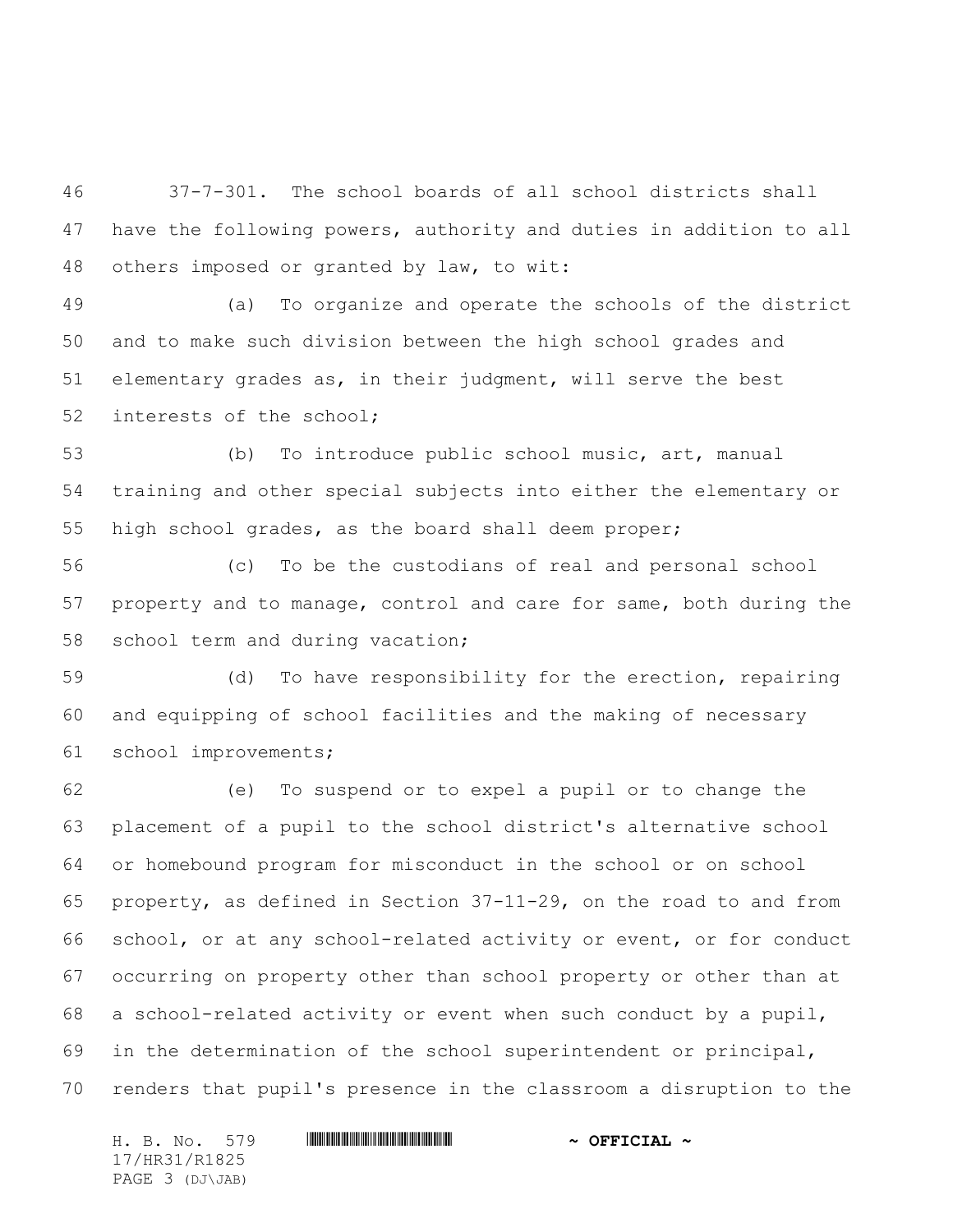37-7-301. The school boards of all school districts shall have the following powers, authority and duties in addition to all others imposed or granted by law, to wit:

(a) To organize and operate the schools of the district and to make such division between the high school grades and elementary grades as, in their judgment, will serve the best interests of the school;

(b) To introduce public school music, art, manual training and other special subjects into either the elementary or high school grades, as the board shall deem proper;

(c) To be the custodians of real and personal school property and to manage, control and care for same, both during the school term and during vacation;

(d) To have responsibility for the erection, repairing and equipping of school facilities and the making of necessary school improvements;

(e) To suspend or to expel a pupil or to change the placement of a pupil to the school district's alternative school or homebound program for misconduct in the school or on school property, as defined in Section 37-11-29, on the road to and from school, or at any school-related activity or event, or for conduct occurring on property other than school property or other than at a school-related activity or event when such conduct by a pupil, in the determination of the school superintendent or principal, renders that pupil's presence in the classroom a disruption to the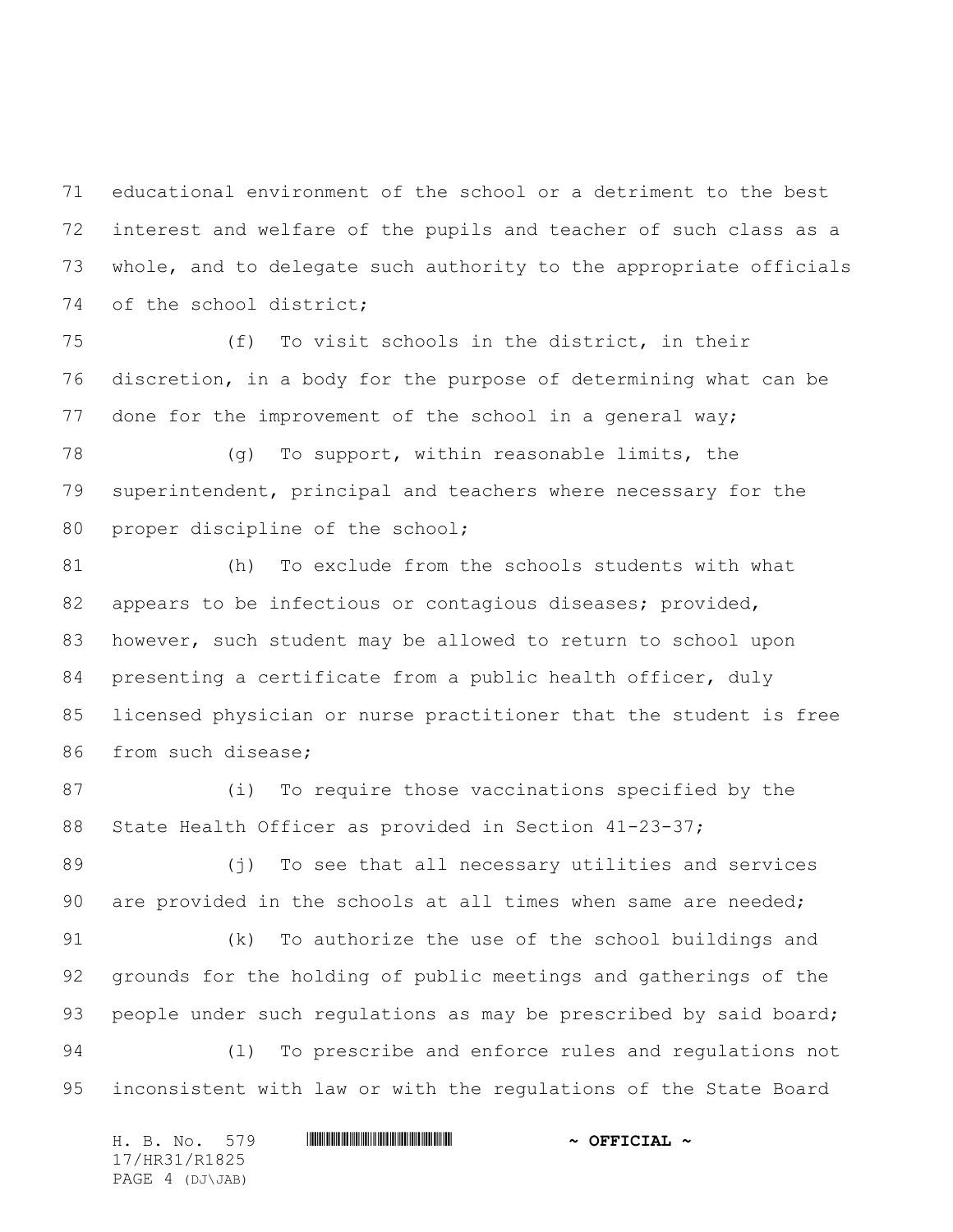educational environment of the school or a detriment to the best interest and welfare of the pupils and teacher of such class as a whole, and to delegate such authority to the appropriate officials of the school district;

(f) To visit schools in the district, in their discretion, in a body for the purpose of determining what can be done for the improvement of the school in a general way;

(g) To support, within reasonable limits, the superintendent, principal and teachers where necessary for the proper discipline of the school;

(h) To exclude from the schools students with what appears to be infectious or contagious diseases; provided, however, such student may be allowed to return to school upon presenting a certificate from a public health officer, duly licensed physician or nurse practitioner that the student is free from such disease;

(i) To require those vaccinations specified by the State Health Officer as provided in Section 41-23-37;

(j) To see that all necessary utilities and services are provided in the schools at all times when same are needed;

(k) To authorize the use of the school buildings and grounds for the holding of public meetings and gatherings of the people under such regulations as may be prescribed by said board;

(l) To prescribe and enforce rules and regulations not inconsistent with law or with the regulations of the State Board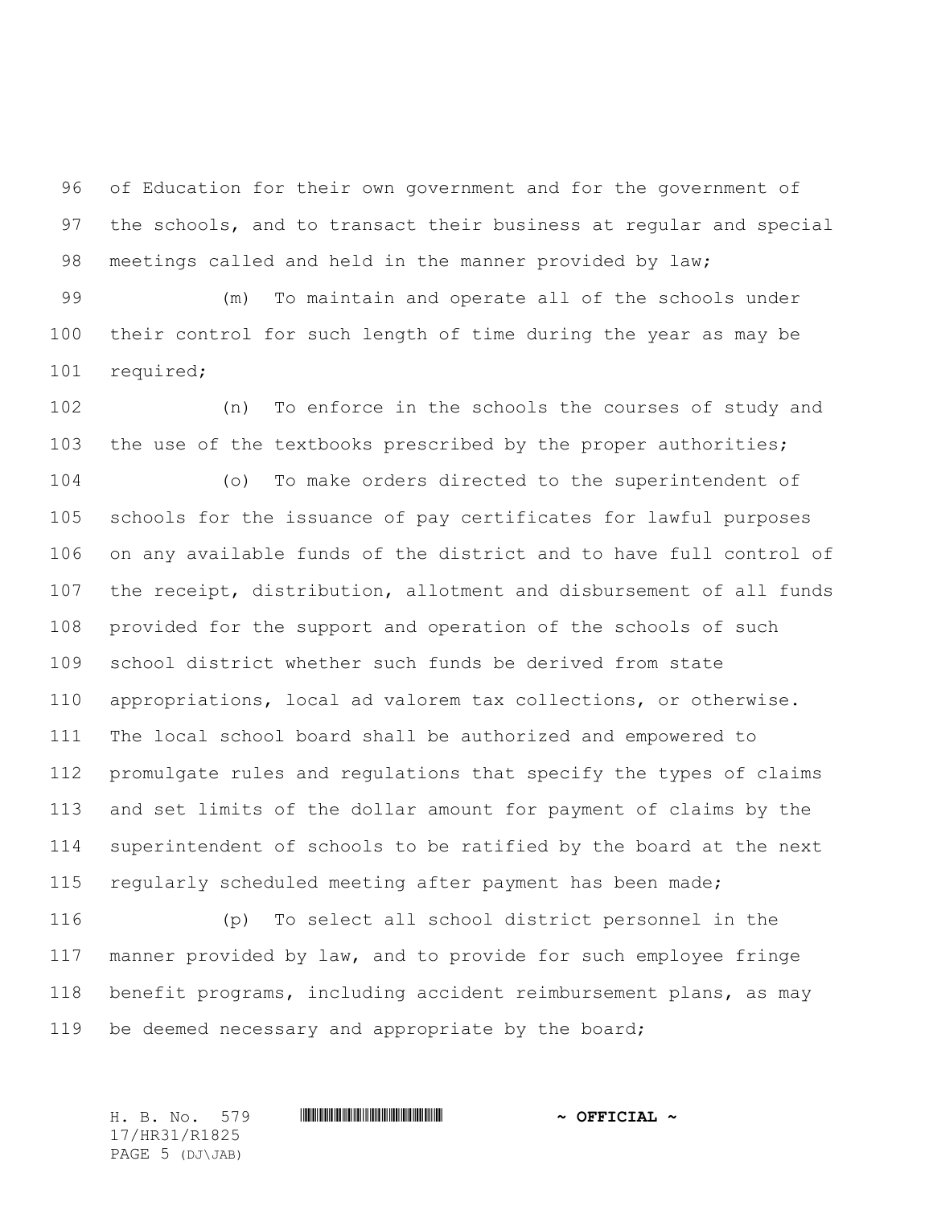of Education for their own government and for the government of the schools, and to transact their business at regular and special meetings called and held in the manner provided by law;

(m) To maintain and operate all of the schools under their control for such length of time during the year as may be required;

(n) To enforce in the schools the courses of study and the use of the textbooks prescribed by the proper authorities;

(o) To make orders directed to the superintendent of schools for the issuance of pay certificates for lawful purposes on any available funds of the district and to have full control of the receipt, distribution, allotment and disbursement of all funds provided for the support and operation of the schools of such school district whether such funds be derived from state appropriations, local ad valorem tax collections, or otherwise. The local school board shall be authorized and empowered to promulgate rules and regulations that specify the types of claims and set limits of the dollar amount for payment of claims by the superintendent of schools to be ratified by the board at the next regularly scheduled meeting after payment has been made;

(p) To select all school district personnel in the manner provided by law, and to provide for such employee fringe benefit programs, including accident reimbursement plans, as may be deemed necessary and appropriate by the board;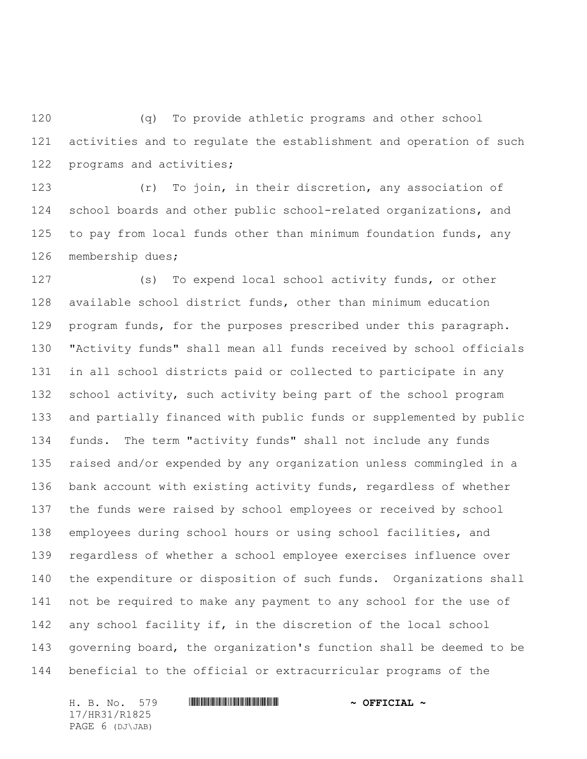(q) To provide athletic programs and other school activities and to regulate the establishment and operation of such programs and activities;

(r) To join, in their discretion, any association of school boards and other public school-related organizations, and to pay from local funds other than minimum foundation funds, any membership dues;

(s) To expend local school activity funds, or other available school district funds, other than minimum education program funds, for the purposes prescribed under this paragraph. "Activity funds" shall mean all funds received by school officials in all school districts paid or collected to participate in any school activity, such activity being part of the school program and partially financed with public funds or supplemented by public funds. The term "activity funds" shall not include any funds raised and/or expended by any organization unless commingled in a bank account with existing activity funds, regardless of whether the funds were raised by school employees or received by school employees during school hours or using school facilities, and regardless of whether a school employee exercises influence over the expenditure or disposition of such funds. Organizations shall not be required to make any payment to any school for the use of any school facility if, in the discretion of the local school governing board, the organization's function shall be deemed to be beneficial to the official or extracurricular programs of the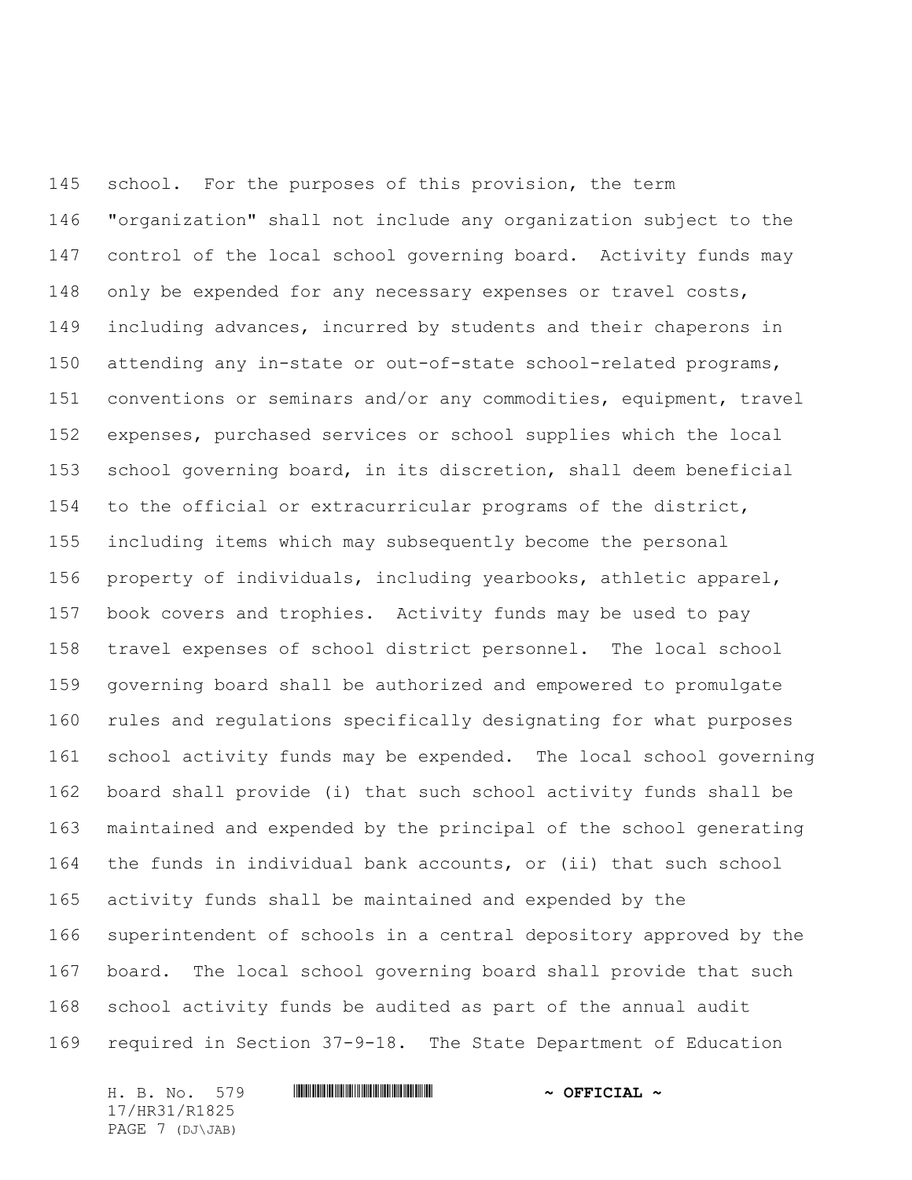school. For the purposes of this provision, the term "organization" shall not include any organization subject to the control of the local school governing board. Activity funds may only be expended for any necessary expenses or travel costs, including advances, incurred by students and their chaperons in attending any in-state or out-of-state school-related programs, conventions or seminars and/or any commodities, equipment, travel expenses, purchased services or school supplies which the local school governing board, in its discretion, shall deem beneficial to the official or extracurricular programs of the district, including items which may subsequently become the personal property of individuals, including yearbooks, athletic apparel, book covers and trophies. Activity funds may be used to pay travel expenses of school district personnel. The local school governing board shall be authorized and empowered to promulgate rules and regulations specifically designating for what purposes school activity funds may be expended. The local school governing board shall provide (i) that such school activity funds shall be maintained and expended by the principal of the school generating the funds in individual bank accounts, or (ii) that such school activity funds shall be maintained and expended by the superintendent of schools in a central depository approved by the board. The local school governing board shall provide that such school activity funds be audited as part of the annual audit required in Section 37-9-18. The State Department of Education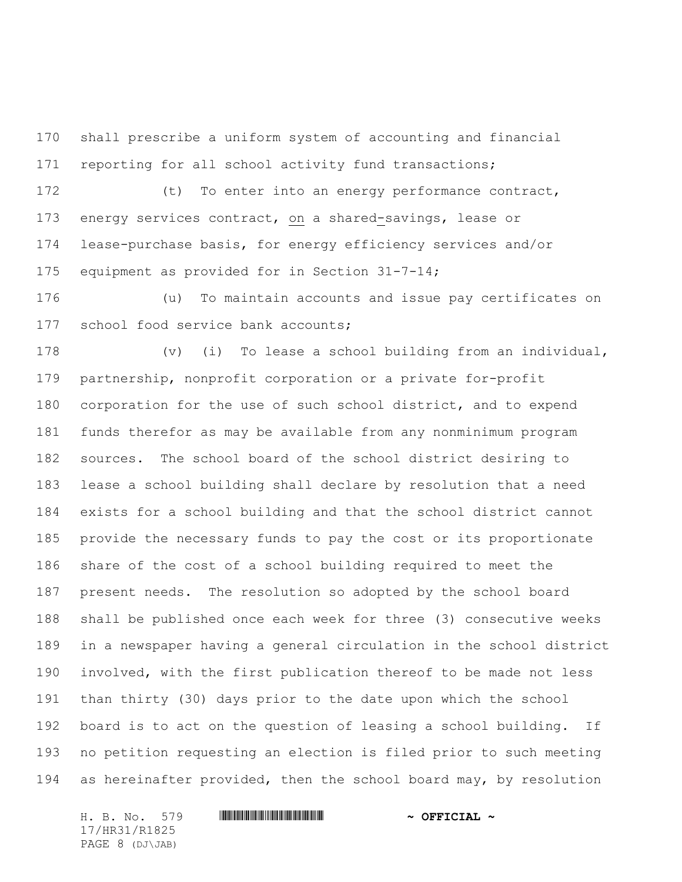shall prescribe a uniform system of accounting and financial reporting for all school activity fund transactions;

(t) To enter into an energy performance contract, energy services contract, on a shared-savings, lease or lease-purchase basis, for energy efficiency services and/or equipment as provided for in Section 31-7-14;

(u) To maintain accounts and issue pay certificates on school food service bank accounts;

(v) (i) To lease a school building from an individual, partnership, nonprofit corporation or a private for-profit corporation for the use of such school district, and to expend funds therefor as may be available from any nonminimum program sources. The school board of the school district desiring to lease a school building shall declare by resolution that a need exists for a school building and that the school district cannot provide the necessary funds to pay the cost or its proportionate share of the cost of a school building required to meet the present needs. The resolution so adopted by the school board shall be published once each week for three (3) consecutive weeks in a newspaper having a general circulation in the school district involved, with the first publication thereof to be made not less than thirty (30) days prior to the date upon which the school board is to act on the question of leasing a school building. If no petition requesting an election is filed prior to such meeting as hereinafter provided, then the school board may, by resolution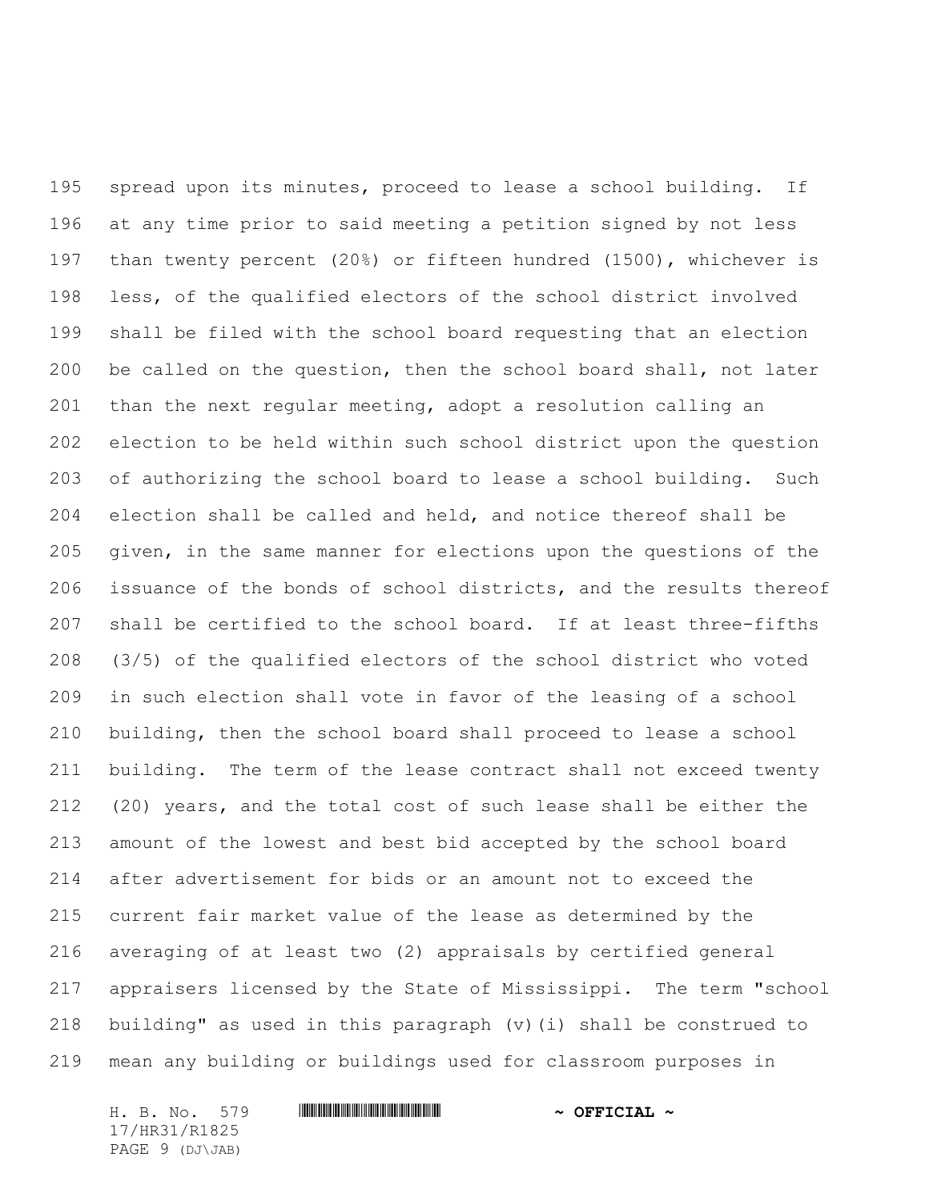spread upon its minutes, proceed to lease a school building. If at any time prior to said meeting a petition signed by not less than twenty percent (20%) or fifteen hundred (1500), whichever is less, of the qualified electors of the school district involved shall be filed with the school board requesting that an election be called on the question, then the school board shall, not later than the next regular meeting, adopt a resolution calling an election to be held within such school district upon the question of authorizing the school board to lease a school building. Such election shall be called and held, and notice thereof shall be given, in the same manner for elections upon the questions of the issuance of the bonds of school districts, and the results thereof shall be certified to the school board. If at least three-fifths (3/5) of the qualified electors of the school district who voted in such election shall vote in favor of the leasing of a school building, then the school board shall proceed to lease a school building. The term of the lease contract shall not exceed twenty (20) years, and the total cost of such lease shall be either the amount of the lowest and best bid accepted by the school board after advertisement for bids or an amount not to exceed the current fair market value of the lease as determined by the averaging of at least two (2) appraisals by certified general appraisers licensed by the State of Mississippi. The term "school building" as used in this paragraph (v)(i) shall be construed to mean any building or buildings used for classroom purposes in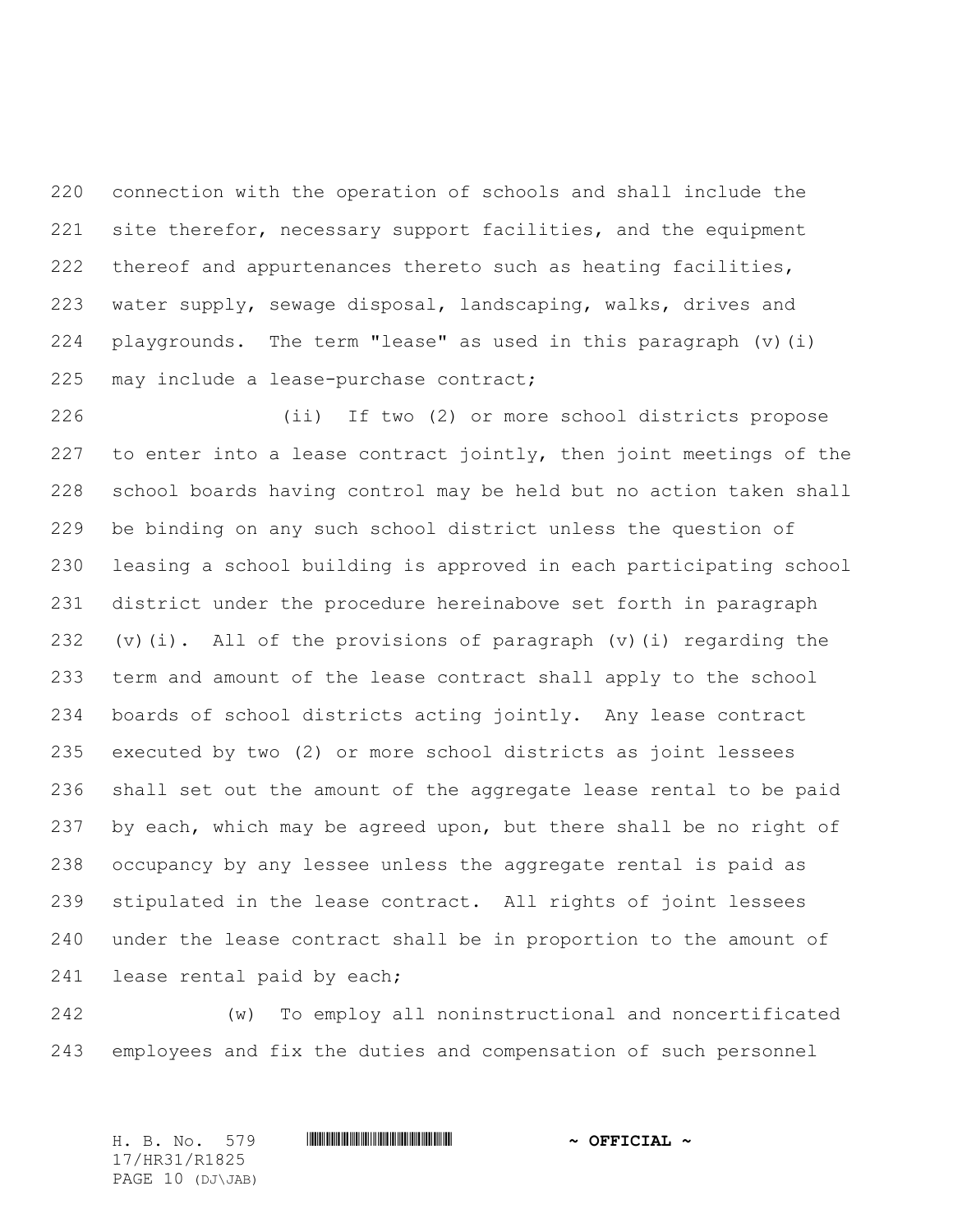connection with the operation of schools and shall include the site therefor, necessary support facilities, and the equipment thereof and appurtenances thereto such as heating facilities, water supply, sewage disposal, landscaping, walks, drives and playgrounds. The term "lease" as used in this paragraph (v)(i) may include a lease-purchase contract;

(ii) If two (2) or more school districts propose to enter into a lease contract jointly, then joint meetings of the school boards having control may be held but no action taken shall be binding on any such school district unless the question of leasing a school building is approved in each participating school district under the procedure hereinabove set forth in paragraph (v)(i). All of the provisions of paragraph (v)(i) regarding the term and amount of the lease contract shall apply to the school boards of school districts acting jointly. Any lease contract executed by two (2) or more school districts as joint lessees shall set out the amount of the aggregate lease rental to be paid by each, which may be agreed upon, but there shall be no right of occupancy by any lessee unless the aggregate rental is paid as stipulated in the lease contract. All rights of joint lessees under the lease contract shall be in proportion to the amount of lease rental paid by each;

(w) To employ all noninstructional and noncertificated employees and fix the duties and compensation of such personnel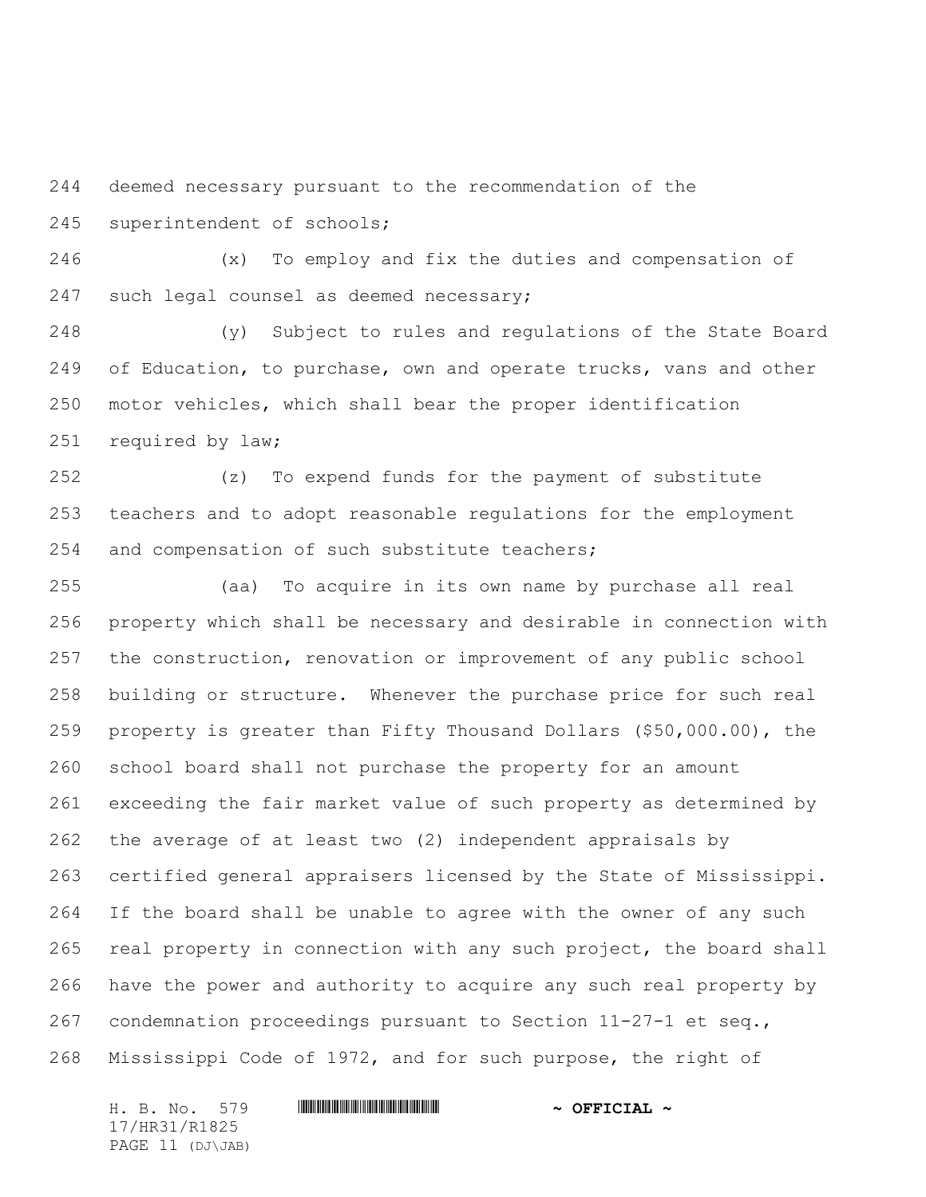deemed necessary pursuant to the recommendation of the superintendent of schools;

(x) To employ and fix the duties and compensation of such legal counsel as deemed necessary;

(y) Subject to rules and regulations of the State Board of Education, to purchase, own and operate trucks, vans and other motor vehicles, which shall bear the proper identification required by law;

(z) To expend funds for the payment of substitute teachers and to adopt reasonable regulations for the employment and compensation of such substitute teachers;

(aa) To acquire in its own name by purchase all real property which shall be necessary and desirable in connection with the construction, renovation or improvement of any public school building or structure. Whenever the purchase price for such real property is greater than Fifty Thousand Dollars ($50,000.00), the school board shall not purchase the property for an amount exceeding the fair market value of such property as determined by the average of at least two (2) independent appraisals by certified general appraisers licensed by the State of Mississippi. If the board shall be unable to agree with the owner of any such real property in connection with any such project, the board shall have the power and authority to acquire any such real property by condemnation proceedings pursuant to Section 11-27-1 et seq., Mississippi Code of 1972, and for such purpose, the right of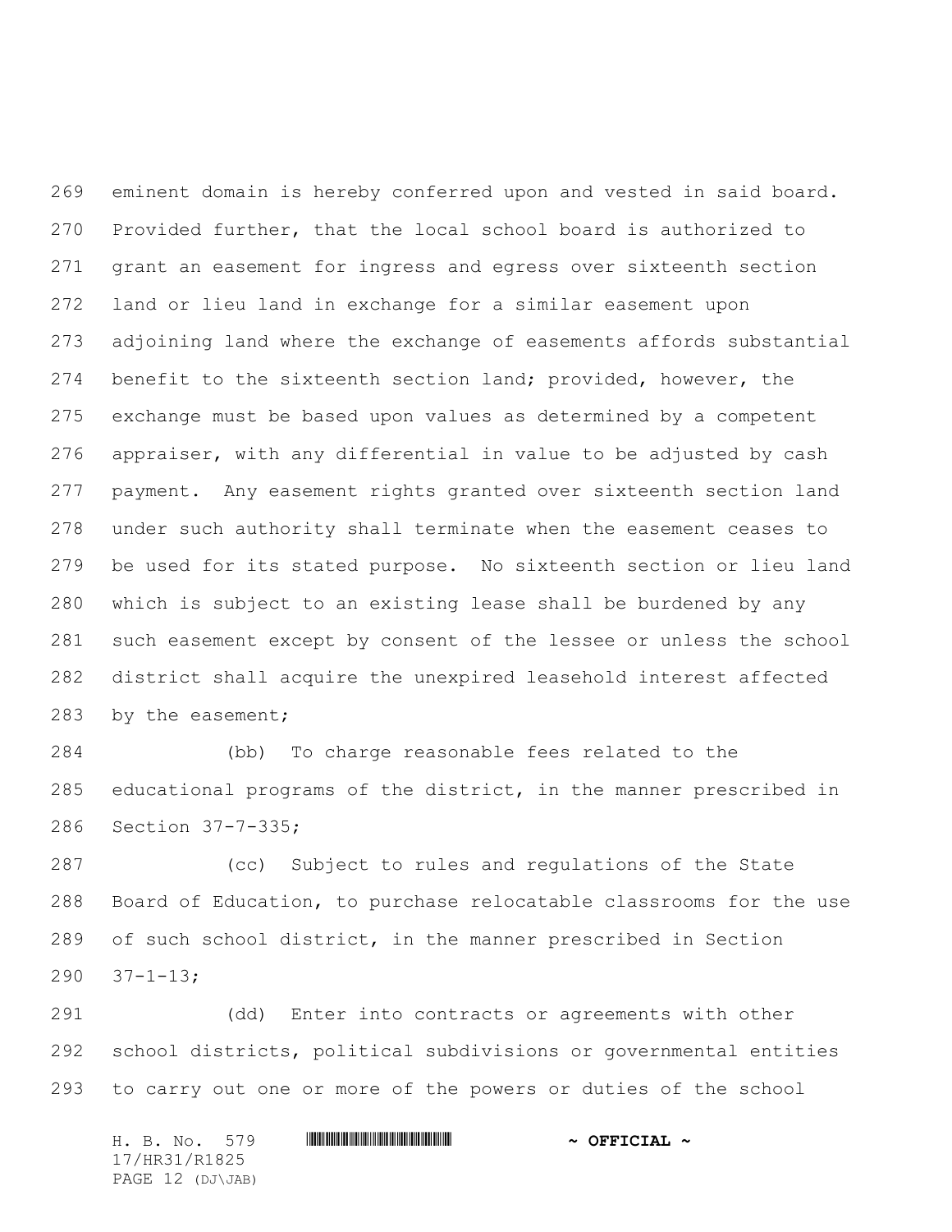eminent domain is hereby conferred upon and vested in said board. Provided further, that the local school board is authorized to grant an easement for ingress and egress over sixteenth section land or lieu land in exchange for a similar easement upon adjoining land where the exchange of easements affords substantial benefit to the sixteenth section land; provided, however, the exchange must be based upon values as determined by a competent appraiser, with any differential in value to be adjusted by cash payment. Any easement rights granted over sixteenth section land under such authority shall terminate when the easement ceases to be used for its stated purpose. No sixteenth section or lieu land which is subject to an existing lease shall be burdened by any such easement except by consent of the lessee or unless the school district shall acquire the unexpired leasehold interest affected by the easement;

(bb) To charge reasonable fees related to the educational programs of the district, in the manner prescribed in Section 37-7-335;

(cc) Subject to rules and regulations of the State Board of Education, to purchase relocatable classrooms for the use of such school district, in the manner prescribed in Section 37-1-13;

(dd) Enter into contracts or agreements with other school districts, political subdivisions or governmental entities to carry out one or more of the powers or duties of the school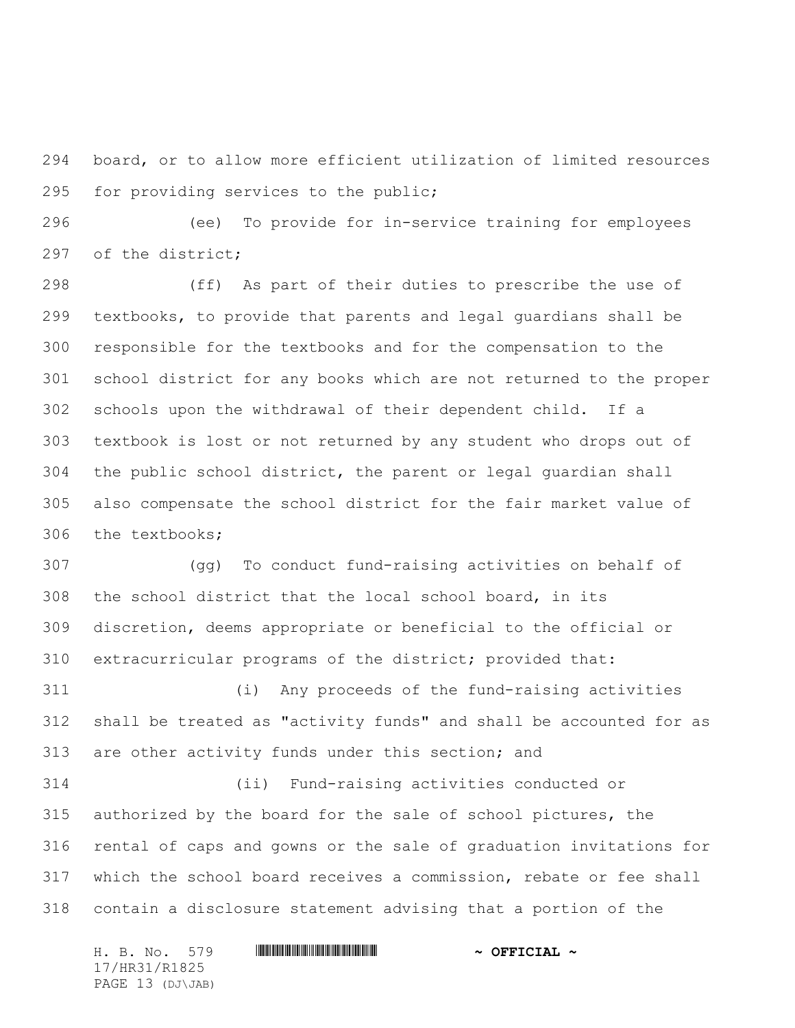board, or to allow more efficient utilization of limited resources for providing services to the public;

(ee) To provide for in-service training for employees of the district;

(ff) As part of their duties to prescribe the use of textbooks, to provide that parents and legal guardians shall be responsible for the textbooks and for the compensation to the school district for any books which are not returned to the proper schools upon the withdrawal of their dependent child. If a textbook is lost or not returned by any student who drops out of the public school district, the parent or legal guardian shall also compensate the school district for the fair market value of the textbooks;

(gg) To conduct fund-raising activities on behalf of the school district that the local school board, in its discretion, deems appropriate or beneficial to the official or extracurricular programs of the district; provided that:

(i) Any proceeds of the fund-raising activities shall be treated as "activity funds" and shall be accounted for as are other activity funds under this section; and

(ii) Fund-raising activities conducted or authorized by the board for the sale of school pictures, the rental of caps and gowns or the sale of graduation invitations for which the school board receives a commission, rebate or fee shall contain a disclosure statement advising that a portion of the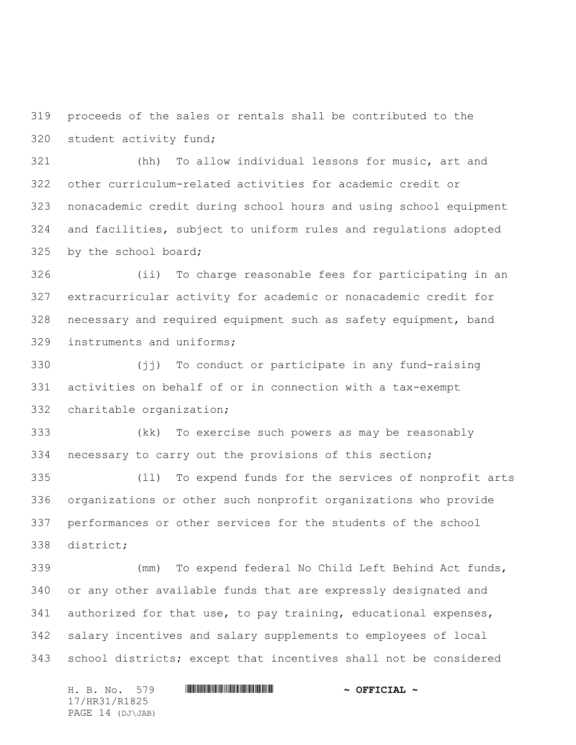proceeds of the sales or rentals shall be contributed to the student activity fund;

(hh) To allow individual lessons for music, art and other curriculum-related activities for academic credit or nonacademic credit during school hours and using school equipment and facilities, subject to uniform rules and regulations adopted by the school board;

(ii) To charge reasonable fees for participating in an extracurricular activity for academic or nonacademic credit for necessary and required equipment such as safety equipment, band instruments and uniforms;

(jj) To conduct or participate in any fund-raising activities on behalf of or in connection with a tax-exempt charitable organization;

(kk) To exercise such powers as may be reasonably necessary to carry out the provisions of this section;

(ll) To expend funds for the services of nonprofit arts organizations or other such nonprofit organizations who provide performances or other services for the students of the school district;

(mm) To expend federal No Child Left Behind Act funds, or any other available funds that are expressly designated and authorized for that use, to pay training, educational expenses, salary incentives and salary supplements to employees of local school districts; except that incentives shall not be considered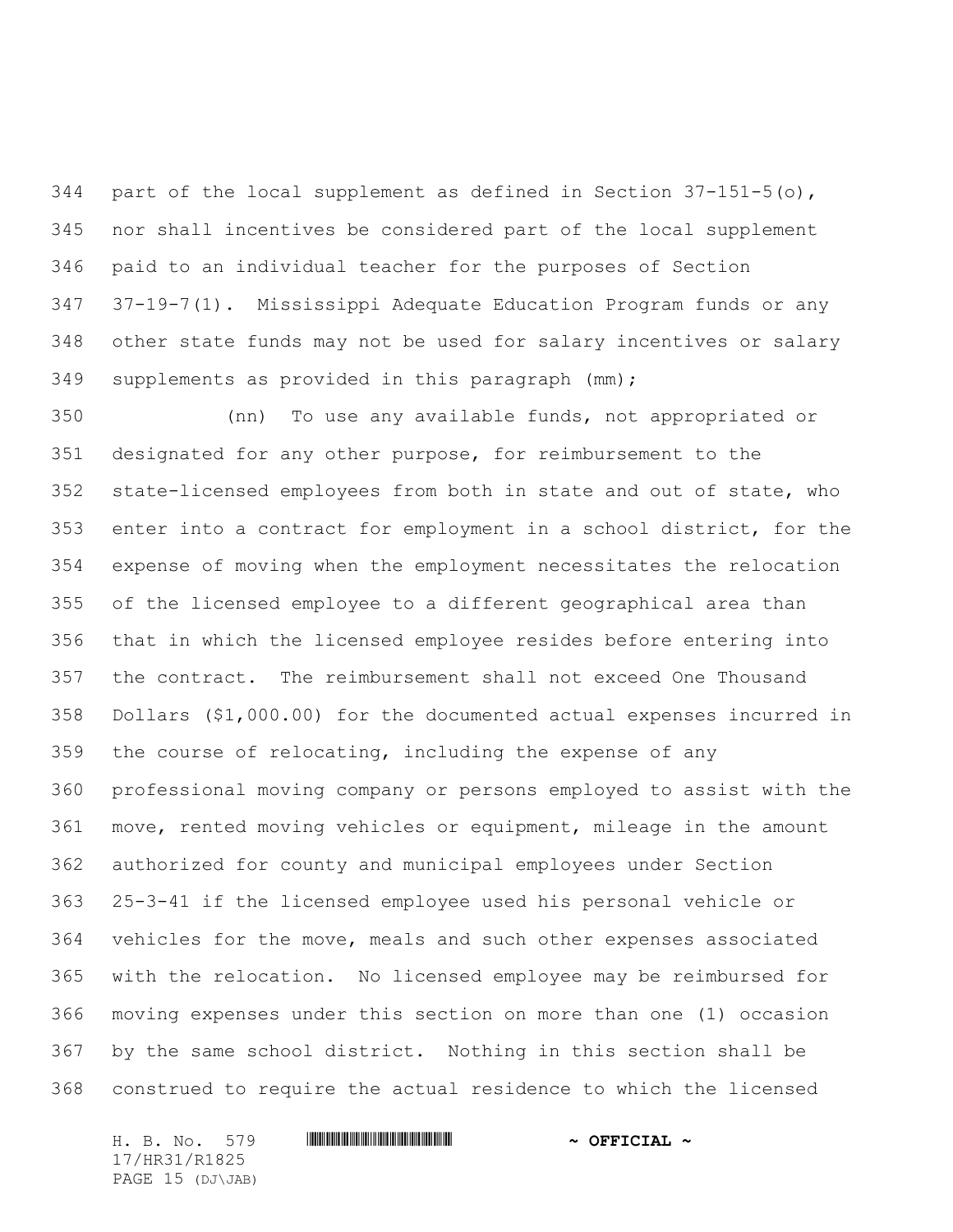part of the local supplement as defined in Section 37-151-5(o), nor shall incentives be considered part of the local supplement paid to an individual teacher for the purposes of Section 37-19-7(1). Mississippi Adequate Education Program funds or any other state funds may not be used for salary incentives or salary supplements as provided in this paragraph (mm);

(nn) To use any available funds, not appropriated or designated for any other purpose, for reimbursement to the state-licensed employees from both in state and out of state, who enter into a contract for employment in a school district, for the expense of moving when the employment necessitates the relocation of the licensed employee to a different geographical area than that in which the licensed employee resides before entering into the contract. The reimbursement shall not exceed One Thousand Dollars ($1,000.00) for the documented actual expenses incurred in the course of relocating, including the expense of any professional moving company or persons employed to assist with the move, rented moving vehicles or equipment, mileage in the amount authorized for county and municipal employees under Section 25-3-41 if the licensed employee used his personal vehicle or vehicles for the move, meals and such other expenses associated with the relocation. No licensed employee may be reimbursed for moving expenses under this section on more than one (1) occasion by the same school district. Nothing in this section shall be construed to require the actual residence to which the licensed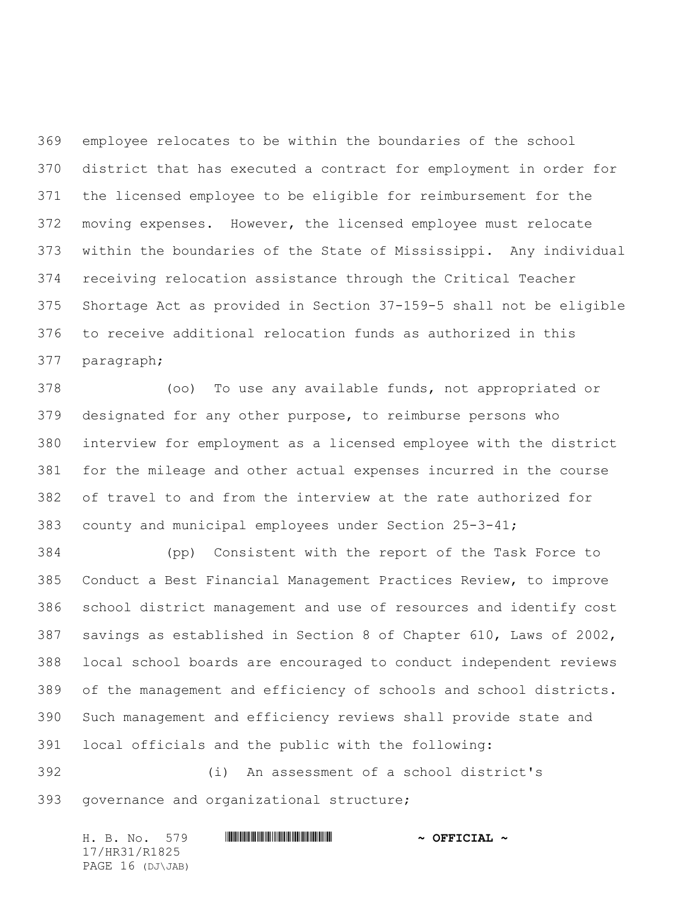employee relocates to be within the boundaries of the school district that has executed a contract for employment in order for the licensed employee to be eligible for reimbursement for the moving expenses. However, the licensed employee must relocate within the boundaries of the State of Mississippi. Any individual receiving relocation assistance through the Critical Teacher Shortage Act as provided in Section 37-159-5 shall not be eligible to receive additional relocation funds as authorized in this paragraph;

(oo) To use any available funds, not appropriated or designated for any other purpose, to reimburse persons who interview for employment as a licensed employee with the district for the mileage and other actual expenses incurred in the course of travel to and from the interview at the rate authorized for county and municipal employees under Section 25-3-41;

(pp) Consistent with the report of the Task Force to Conduct a Best Financial Management Practices Review, to improve school district management and use of resources and identify cost savings as established in Section 8 of Chapter 610, Laws of 2002, local school boards are encouraged to conduct independent reviews of the management and efficiency of schools and school districts. Such management and efficiency reviews shall provide state and local officials and the public with the following:

(i) An assessment of a school district's governance and organizational structure;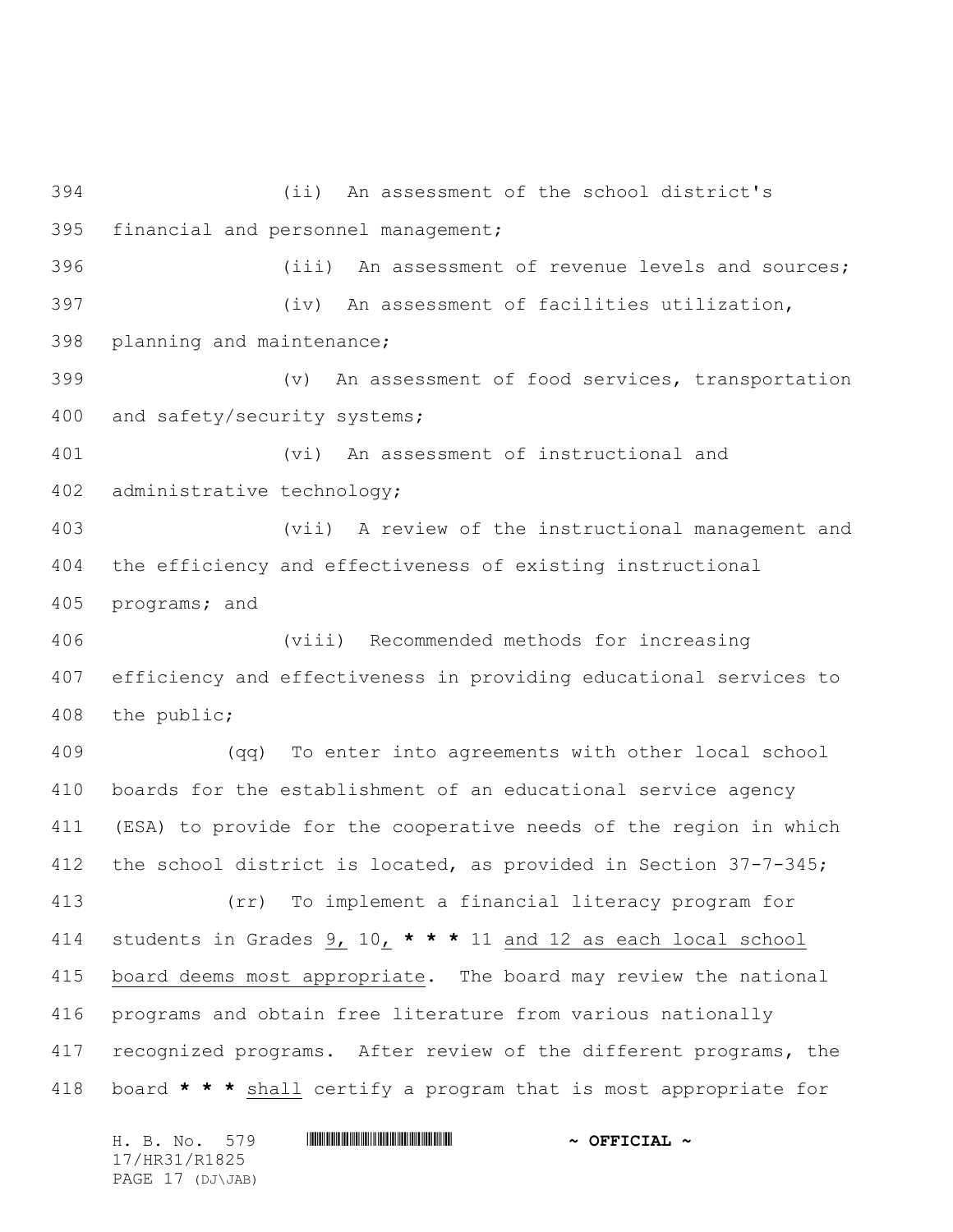(ii) An assessment of the school district's financial and personnel management;

(iii) An assessment of revenue levels and sources;

(iv) An assessment of facilities utilization, planning and maintenance;

(v) An assessment of food services, transportation and safety/security systems;

(vi) An assessment of instructional and administrative technology;

(vii) A review of the instructional management and the efficiency and effectiveness of existing instructional programs; and

(viii) Recommended methods for increasing efficiency and effectiveness in providing educational services to the public;

(qq) To enter into agreements with other local school boards for the establishment of an educational service agency (ESA) to provide for the cooperative needs of the region in which the school district is located, as provided in Section 37-7-345;

(rr) To implement a financial literacy program for students in Grades 9, 10, *** 11 and 12 as each local school board deems most appropriate. The board may review the national programs and obtain free literature from various nationally recognized programs. After review of the different programs, the board *** shall certify a program that is most appropriate for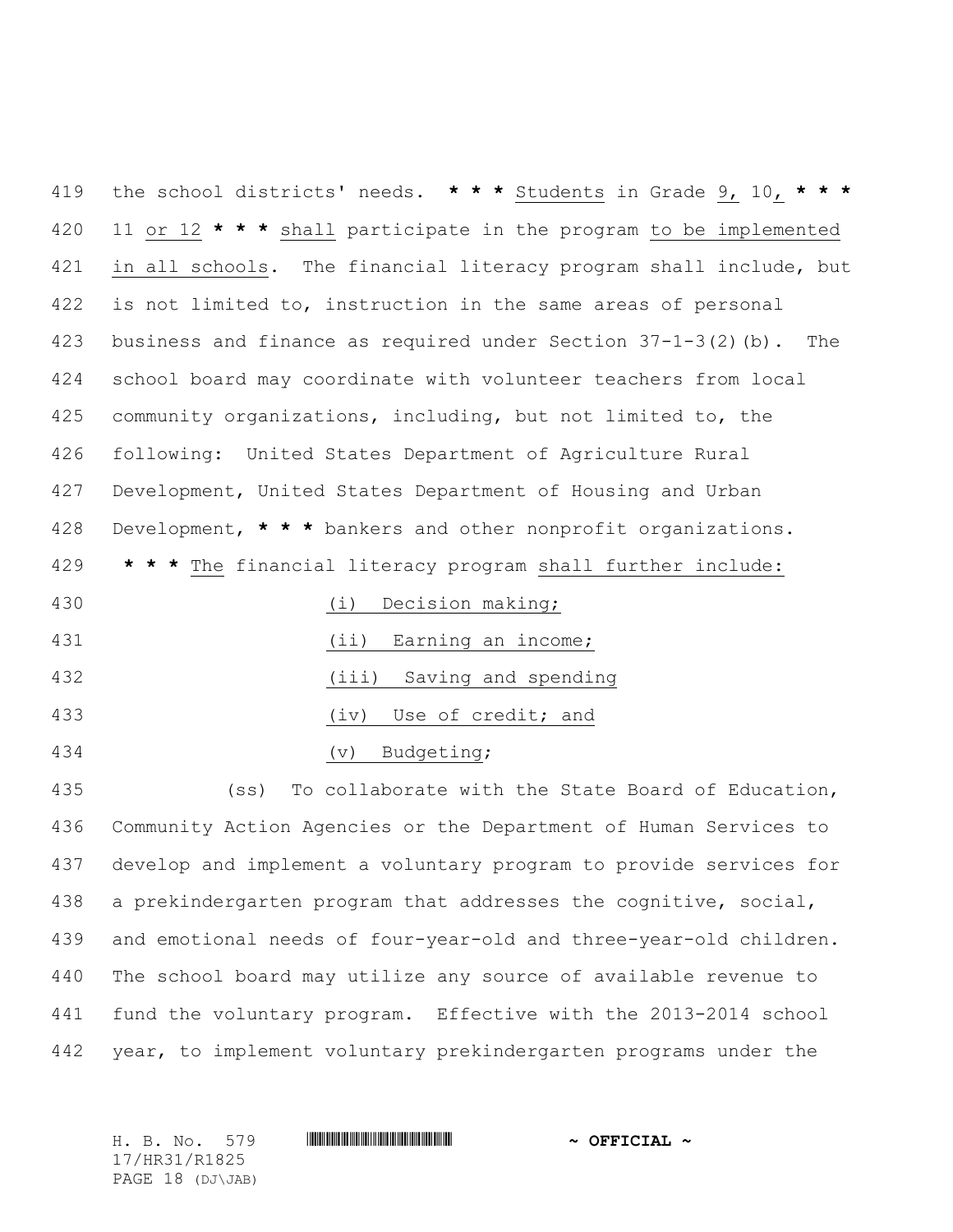419 the school districts' needs. * * * Students in Grade 9, 10, * * *
420 11 or 12 * * * shall participate in the program to be implemented
421 in all schools. The financial literacy program shall include, but
422 is not limited to, instruction in the same areas of personal
423 business and finance as required under Section 37-1-3(2)(b). The
424 school board may coordinate with volunteer teachers from local
425 community organizations, including, but not limited to, the
426 following: United States Department of Agriculture Rural
427 Development, United States Department of Housing and Urban
428 Development, * * * bankers and other nonprofit organizations.
429 * * * The financial literacy program shall further include:

430 (i) Decision making;

431 (ii) Earning an income;

432 (iii) Saving and spending

433 (iv) Use of credit; and

434 (v) Budgeting;

435 (ss) To collaborate with the State Board of Education,
436 Community Action Agencies or the Department of Human Services to
437 develop and implement a voluntary program to provide services for
438 a prekindergarten program that addresses the cognitive, social,
439 and emotional needs of four-year-old and three-year-old children.
440 The school board may utilize any source of available revenue to
441 fund the voluntary program. Effective with the 2013-2014 school
442 year, to implement voluntary prekindergarten programs under the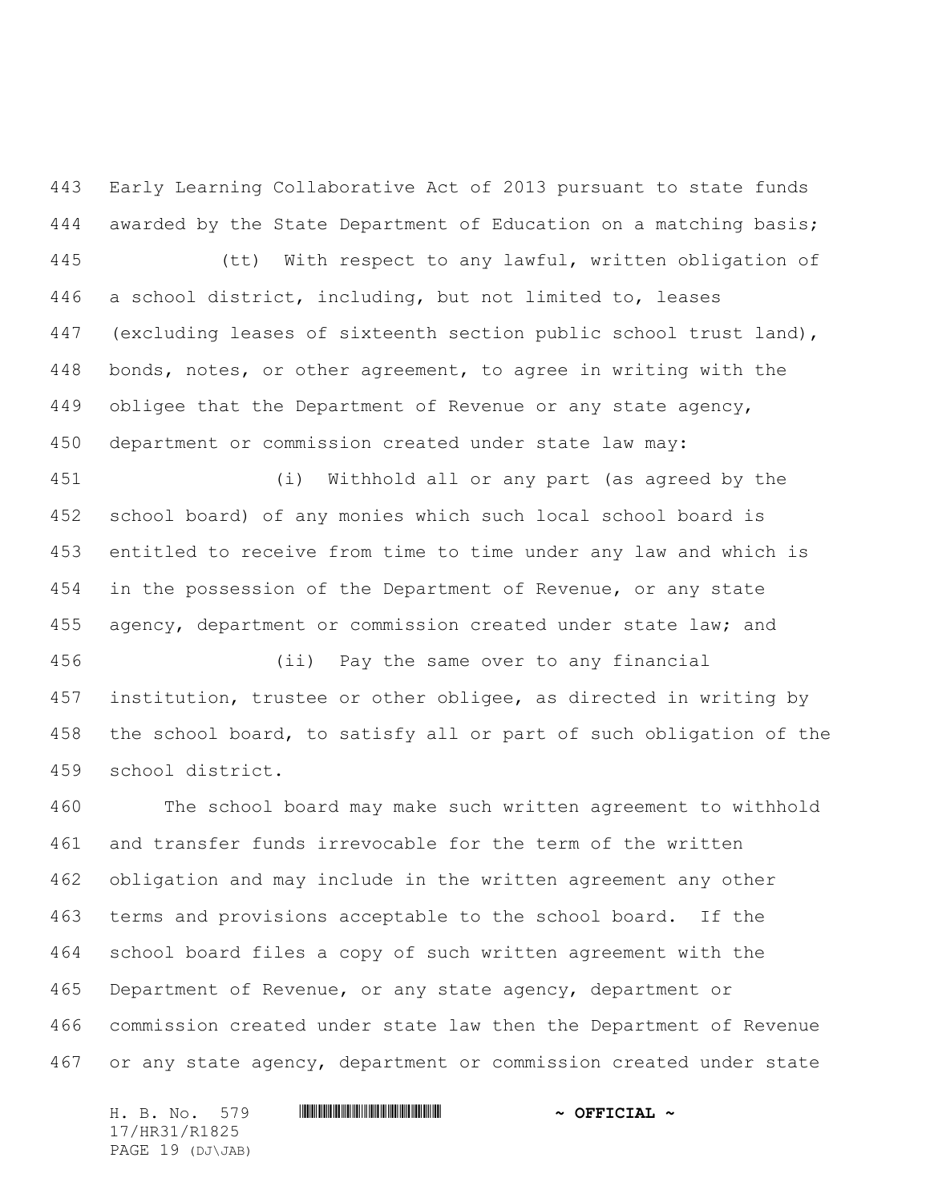Early Learning Collaborative Act of 2013 pursuant to state funds awarded by the State Department of Education on a matching basis;

(tt) With respect to any lawful, written obligation of a school district, including, but not limited to, leases (excluding leases of sixteenth section public school trust land), bonds, notes, or other agreement, to agree in writing with the obligee that the Department of Revenue or any state agency, department or commission created under state law may:

(i) Withhold all or any part (as agreed by the school board) of any monies which such local school board is entitled to receive from time to time under any law and which is in the possession of the Department of Revenue, or any state agency, department or commission created under state law; and

(ii) Pay the same over to any financial institution, trustee or other obligee, as directed in writing by the school board, to satisfy all or part of such obligation of the school district.

The school board may make such written agreement to withhold and transfer funds irrevocable for the term of the written obligation and may include in the written agreement any other terms and provisions acceptable to the school board. If the school board files a copy of such written agreement with the Department of Revenue, or any state agency, department or commission created under state law then the Department of Revenue or any state agency, department or commission created under state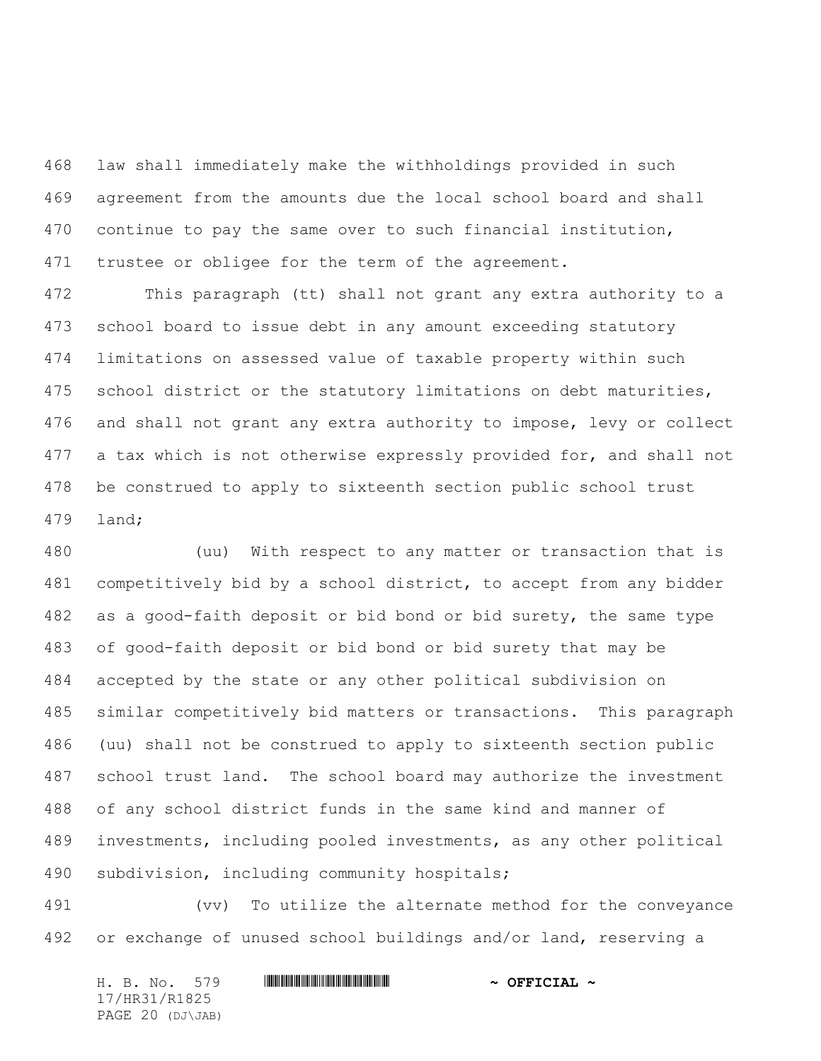law shall immediately make the withholdings provided in such agreement from the amounts due the local school board and shall continue to pay the same over to such financial institution, trustee or obligee for the term of the agreement.

This paragraph (tt) shall not grant any extra authority to a school board to issue debt in any amount exceeding statutory limitations on assessed value of taxable property within such school district or the statutory limitations on debt maturities, and shall not grant any extra authority to impose, levy or collect a tax which is not otherwise expressly provided for, and shall not be construed to apply to sixteenth section public school trust land;

(uu) With respect to any matter or transaction that is competitively bid by a school district, to accept from any bidder as a good-faith deposit or bid bond or bid surety, the same type of good-faith deposit or bid bond or bid surety that may be accepted by the state or any other political subdivision on similar competitively bid matters or transactions. This paragraph (uu) shall not be construed to apply to sixteenth section public school trust land. The school board may authorize the investment of any school district funds in the same kind and manner of investments, including pooled investments, as any other political subdivision, including community hospitals;

(vv) To utilize the alternate method for the conveyance or exchange of unused school buildings and/or land, reserving a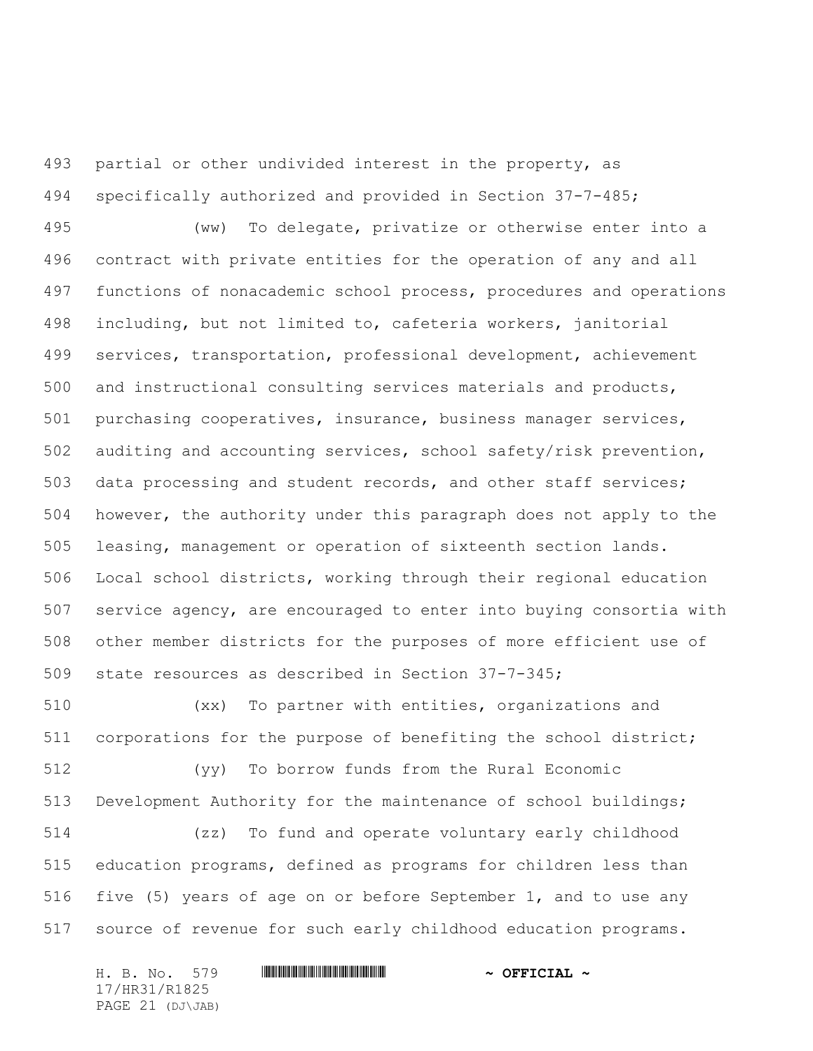partial or other undivided interest in the property, as specifically authorized and provided in Section 37-7-485;

(ww) To delegate, privatize or otherwise enter into a contract with private entities for the operation of any and all functions of nonacademic school process, procedures and operations including, but not limited to, cafeteria workers, janitorial services, transportation, professional development, achievement and instructional consulting services materials and products, purchasing cooperatives, insurance, business manager services, auditing and accounting services, school safety/risk prevention, data processing and student records, and other staff services; however, the authority under this paragraph does not apply to the leasing, management or operation of sixteenth section lands. Local school districts, working through their regional education service agency, are encouraged to enter into buying consortia with other member districts for the purposes of more efficient use of state resources as described in Section 37-7-345;

(xx) To partner with entities, organizations and corporations for the purpose of benefiting the school district;

(yy) To borrow funds from the Rural Economic Development Authority for the maintenance of school buildings;

(zz) To fund and operate voluntary early childhood education programs, defined as programs for children less than five (5) years of age on or before September 1, and to use any source of revenue for such early childhood education programs.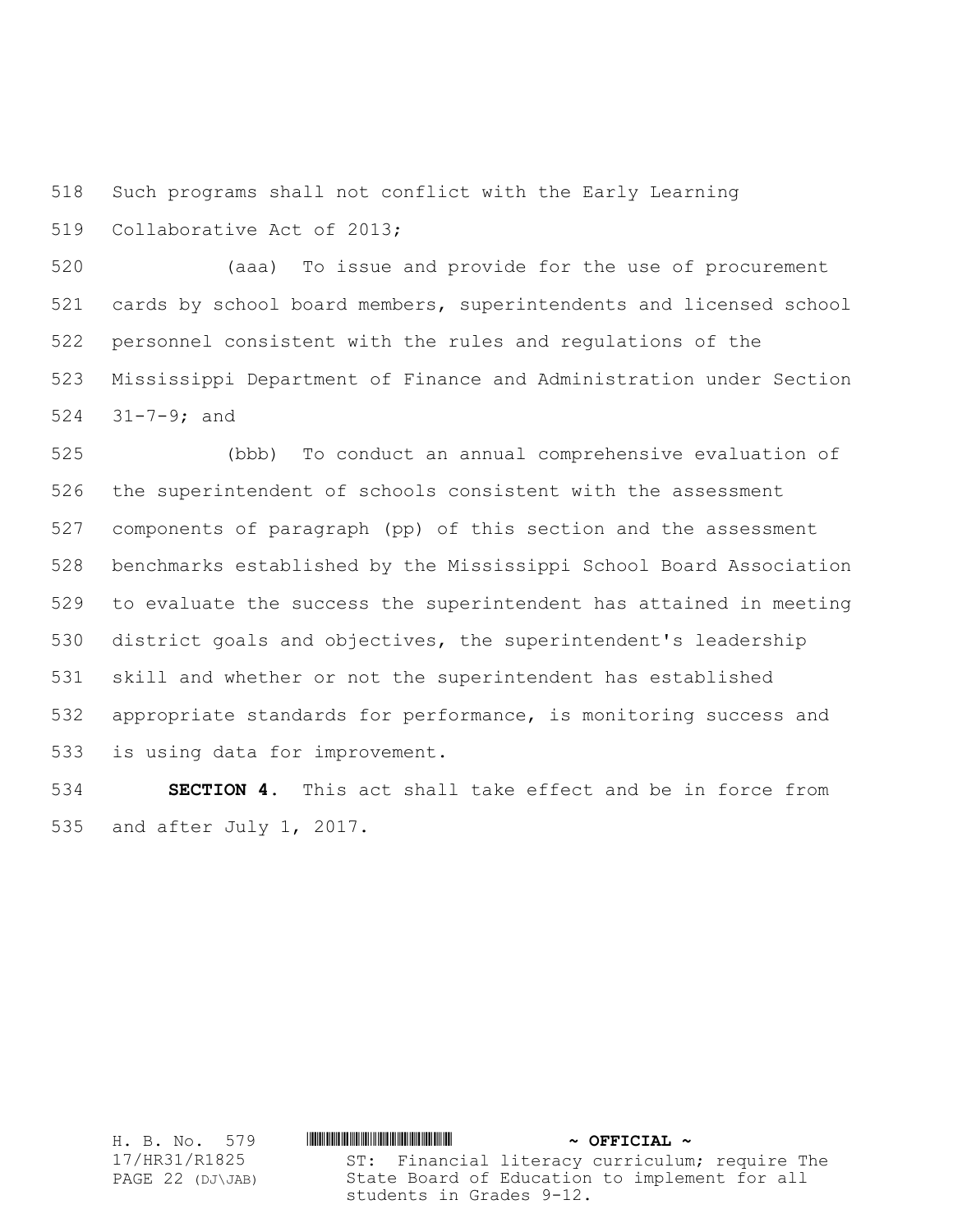Such programs shall not conflict with the Early Learning Collaborative Act of 2013;

(aaa) To issue and provide for the use of procurement cards by school board members, superintendents and licensed school personnel consistent with the rules and regulations of the Mississippi Department of Finance and Administration under Section 31-7-9; and

(bbb) To conduct an annual comprehensive evaluation of the superintendent of schools consistent with the assessment components of paragraph (pp) of this section and the assessment benchmarks established by the Mississippi School Board Association to evaluate the success the superintendent has attained in meeting district goals and objectives, the superintendent's leadership skill and whether or not the superintendent has established appropriate standards for performance, is monitoring success and is using data for improvement.

**SECTION 4.** This act shall take effect and be in force from and after July 1, 2017.

ST: Financial literacy curriculum; require The State Board of Education to implement for all students in Grades 9-12.